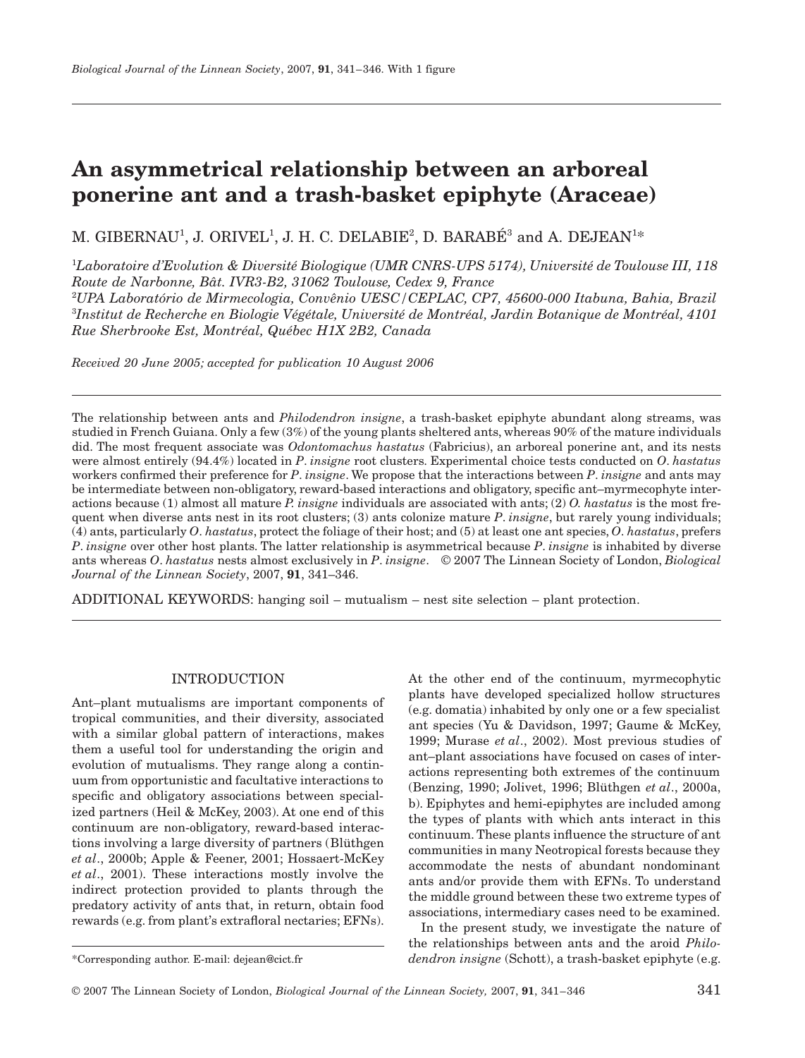# An asymmetrical relationship between an arboreal ponerine ant and a trash-basket epiphyte (Araceae)

M. GIBERNAU[1], J. ORIVEL[1], J. H. C. DELABIE[2], D. BARABÉ[3] and A. DEJEAN[1]*

[1]*Laboratoire d'Evolution & Diversité Biologique (UMR CNRS-UPS 5174), Université de Toulouse III, 118 Route de Narbonne, Bât. IVR3-B2, 31062 Toulouse, Cedex 9, France*
[2]*UPA Laboratório de Mirmecologia, Convênio UESC/CEPLAC, CP7, 45600-000 Itabuna, Bahia, Brazil*
[3]*Institut de Recherche en Biologie Végétale, Université de Montréal, Jardin Botanique de Montréal, 4101 Rue Sherbrooke Est, Montréal, Québec H1X 2B2, Canada*

*Received 20 June 2005; accepted for publication 10 August 2006*

The relationship between ants and *Philodendron insigne*, a trash-basket epiphyte abundant along streams, was studied in French Guiana. Only a few (3%) of the young plants sheltered ants, whereas 90% of the mature individuals did. The most frequent associate was *Odontomachus hastatus* (Fabricius), an arboreal ponerine ant, and its nests were almost entirely (94.4%) located in *P. insigne* root clusters. Experimental choice tests conducted on *O. hastatus* workers confirmed their preference for *P. insigne*. We propose that the interactions between *P. insigne* and ants may be intermediate between non-obligatory, reward-based interactions and obligatory, specific ant–myrmecophyte interactions because (1) almost all mature *P. insigne* individuals are associated with ants; (2) *O. hastatus* is the most frequent when diverse ants nest in its root clusters; (3) ants colonize mature *P. insigne*, but rarely young individuals; (4) ants, particularly *O. hastatus*, protect the foliage of their host; and (5) at least one ant species, *O. hastatus*, prefers *P. insigne* over other host plants. The latter relationship is asymmetrical because *P. insigne* is inhabited by diverse ants whereas *O. hastatus* nests almost exclusively in *P. insigne*. © 2007 The Linnean Society of London, *Biological Journal of the Linnean Society*, 2007, **91**, 341–346.

ADDITIONAL KEYWORDS: hanging soil – mutualism – nest site selection – plant protection.

## INTRODUCTION

Ant–plant mutualisms are important components of tropical communities, and their diversity, associated with a similar global pattern of interactions, makes them a useful tool for understanding the origin and evolution of mutualisms. They range along a continuum from opportunistic and facultative interactions to specific and obligatory associations between specialized partners (Heil & McKey, 2003). At one end of this continuum are non-obligatory, reward-based interactions involving a large diversity of partners (Blüthgen *et al*., 2000b; Apple & Feener, 2001; Hossaert-McKey *et al*., 2001). These interactions mostly involve the indirect protection provided to plants through the predatory activity of ants that, in return, obtain food rewards (e.g. from plant's extrafloral nectaries; EFNs). At the other end of the continuum, myrmecophytic plants have developed specialized hollow structures (e.g. domatia) inhabited by only one or a few specialist ant species (Yu & Davidson, 1997; Gaume & McKey, 1999; Murase *et al*., 2002). Most previous studies of ant–plant associations have focused on cases of interactions representing both extremes of the continuum (Benzing, 1990; Jolivet, 1996; Blüthgen *et al*., 2000a, b). Epiphytes and hemi-epiphytes are included among the types of plants with which ants interact in this continuum. These plants influence the structure of ant communities in many Neotropical forests because they accommodate the nests of abundant nondominant ants and/or provide them with EFNs. To understand the middle ground between these two extreme types of associations, intermediary cases need to be examined.

In the present study, we investigate the nature of the relationships between ants and the aroid *Philodendron insigne* (Schott), a trash-basket epiphyte (e.g.

*Corresponding author. E-mail: dejean@cict.fr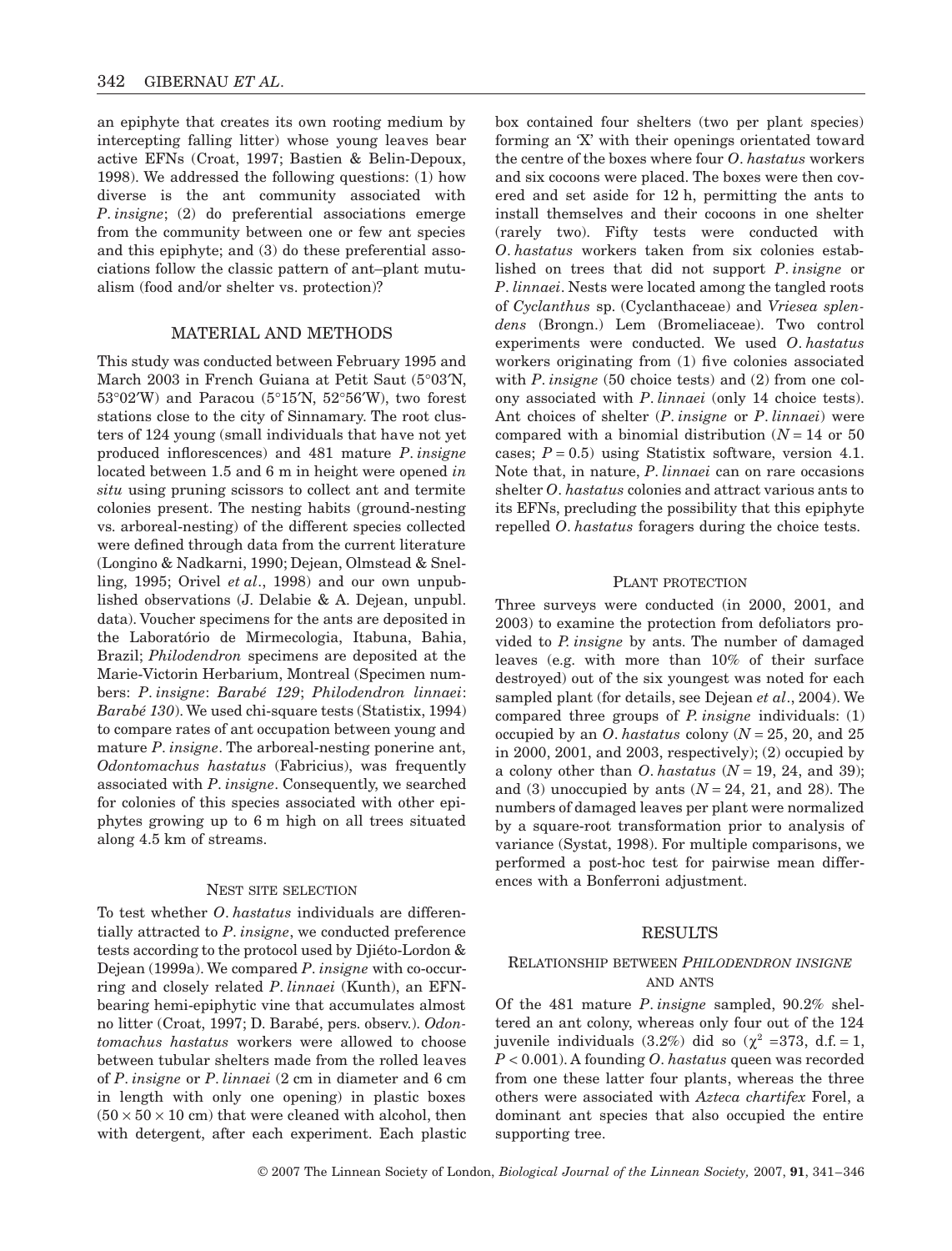an epiphyte that creates its own rooting medium by intercepting falling litter) whose young leaves bear active EFNs (Croat, 1997; Bastien & Belin-Depoux, 1998). We addressed the following questions: (1) how diverse is the ant community associated with *P. insigne*; (2) do preferential associations emerge from the community between one or few ant species and this epiphyte; and (3) do these preferential associations follow the classic pattern of ant–plant mutualism (food and/or shelter vs. protection)?

## MATERIAL AND METHODS

This study was conducted between February 1995 and March 2003 in French Guiana at Petit Saut (5°03′N, 53°02′W) and Paracou (5°15′N, 52°56′W), two forest stations close to the city of Sinnamary. The root clusters of 124 young (small individuals that have not yet produced inflorescences) and 481 mature *P. insigne* located between 1.5 and 6 m in height were opened *in situ* using pruning scissors to collect ant and termite colonies present. The nesting habits (ground-nesting vs. arboreal-nesting) of the different species collected were defined through data from the current literature (Longino & Nadkarni, 1990; Dejean, Olmstead & Snelling, 1995; Orivel *et al*., 1998) and our own unpublished observations (J. Delabie & A. Dejean, unpubl. data). Voucher specimens for the ants are deposited in the Laboratório de Mirmecologia, Itabuna, Bahia, Brazil; *Philodendron* specimens are deposited at the Marie-Victorin Herbarium, Montreal (Specimen numbers: *P. insigne*: *Barabé 129*; *Philodendron linnaei*: *Barabé 130*). We used chi-square tests (Statistix, 1994) to compare rates of ant occupation between young and mature *P. insigne*. The arboreal-nesting ponerine ant, *Odontomachus hastatus* (Fabricius), was frequently associated with *P. insigne*. Consequently, we searched for colonies of this species associated with other epiphytes growing up to 6 m high on all trees situated along 4.5 km of streams.

### Nest site selection

To test whether *O. hastatus* individuals are differentially attracted to *P. insigne*, we conducted preference tests according to the protocol used by Djiéto-Lordon & Dejean (1999a). We compared *P. insigne* with co-occurring and closely related *P. linnaei* (Kunth), an EFN-bearing hemi-epiphytic vine that accumulates almost no litter (Croat, 1997; D. Barabé, pers. observ.). *Odontomachus hastatus* workers were allowed to choose between tubular shelters made from the rolled leaves of *P. insigne* or *P. linnaei* (2 cm in diameter and 6 cm in length with only one opening) in plastic boxes (50 × 50 × 10 cm) that were cleaned with alcohol, then with detergent, after each experiment. Each plastic box contained four shelters (two per plant species) forming an 'X' with their openings orientated toward the centre of the boxes where four *O. hastatus* workers and six cocoons were placed. The boxes were then covered and set aside for 12 h, permitting the ants to install themselves and their cocoons in one shelter (rarely two). Fifty tests were conducted with *O. hastatus* workers taken from six colonies established on trees that did not support *P. insigne* or *P. linnaei*. Nests were located among the tangled roots of *Cyclanthus* sp. (Cyclanthaceae) and *Vriesea splendens* (Brongn.) Lem (Bromeliaceae). Two control experiments were conducted. We used *O. hastatus* workers originating from (1) five colonies associated with *P. insigne* (50 choice tests) and (2) from one colony associated with *P. linnaei* (only 14 choice tests). Ant choices of shelter (*P. insigne* or *P. linnaei*) were compared with a binomial distribution ($N = 14$ or 50 cases; $P = 0.5$) using Statistix software, version 4.1. Note that, in nature, *P. linnaei* can on rare occasions shelter *O. hastatus* colonies and attract various ants to its EFNs, precluding the possibility that this epiphyte repelled *O. hastatus* foragers during the choice tests.

### Plant protection

Three surveys were conducted (in 2000, 2001, and 2003) to examine the protection from defoliators provided to *P. insigne* by ants. The number of damaged leaves (e.g. with more than 10% of their surface destroyed) out of the six youngest was noted for each sampled plant (for details, see Dejean *et al*., 2004). We compared three groups of *P. insigne* individuals: (1) occupied by an *O. hastatus* colony ($N = 25$, 20, and 25 in 2000, 2001, and 2003, respectively); (2) occupied by a colony other than *O. hastatus* ($N = 19$, 24, and 39); and (3) unoccupied by ants ($N = 24$, 21, and 28). The numbers of damaged leaves per plant were normalized by a square-root transformation prior to analysis of variance (Systat, 1998). For multiple comparisons, we performed a post-hoc test for pairwise mean differences with a Bonferroni adjustment.

## RESULTS

### Relationship between *Philodendron insigne* and ants

Of the 481 mature *P. insigne* sampled, 90.2% sheltered an ant colony, whereas only four out of the 124 juvenile individuals (3.2%) did so ($\chi^2 = 373$, d.f. = 1, $P < 0.001$). A founding *O. hastatus* queen was recorded from one these latter four plants, whereas the three others were associated with *Azteca chartifex* Forel, a dominant ant species that also occupied the entire supporting tree.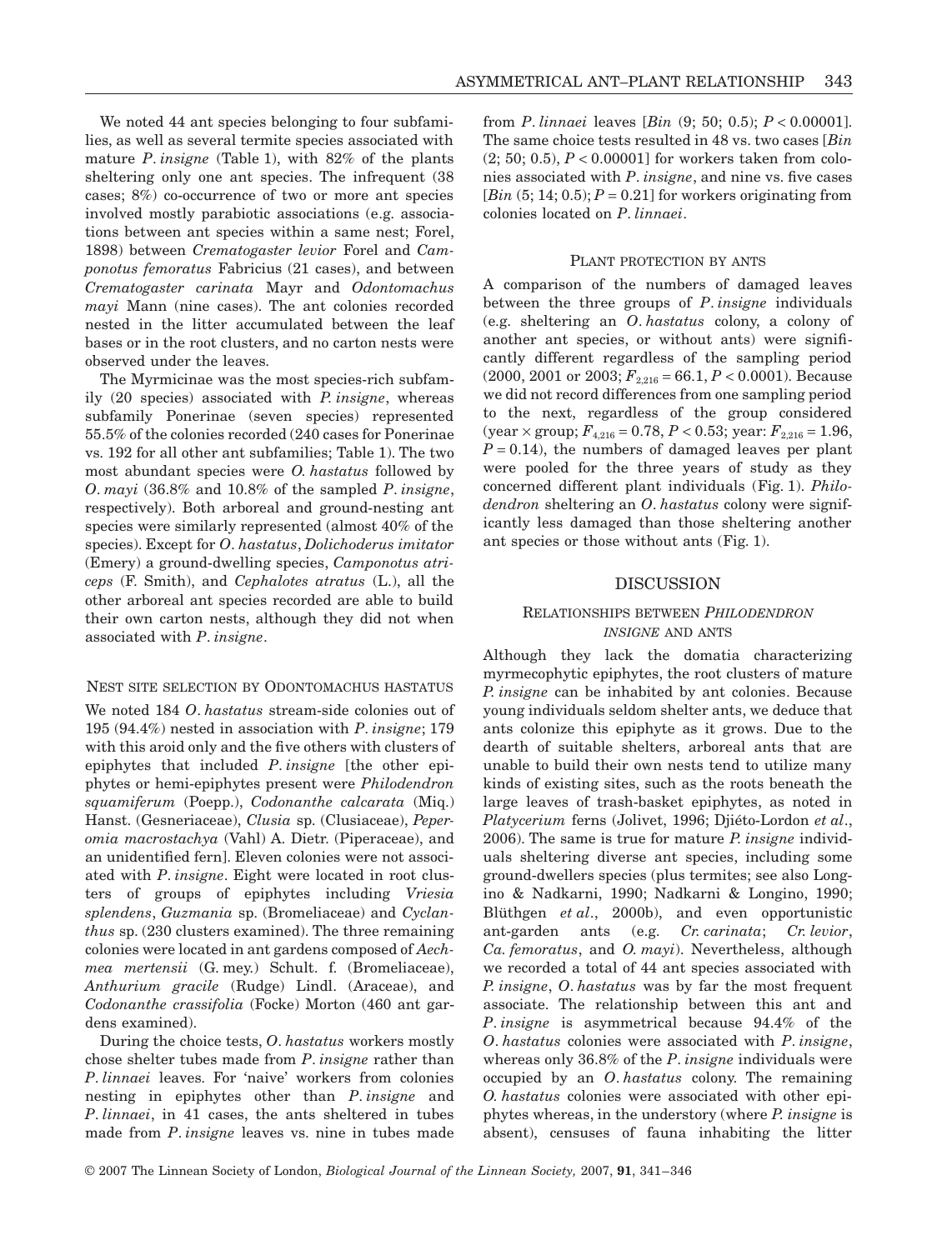We noted 44 ant species belonging to four subfamilies, as well as several termite species associated with mature *P. insigne* (Table 1), with 82% of the plants sheltering only one ant species. The infrequent (38 cases; 8%) co-occurrence of two or more ant species involved mostly parabiotic associations (e.g. associations between ant species within a same nest; Forel, 1898) between *Crematogaster levior* Forel and *Camponotus femoratus* Fabricius (21 cases), and between *Crematogaster carinata* Mayr and *Odontomachus mayi* Mann (nine cases). The ant colonies recorded nested in the litter accumulated between the leaf bases or in the root clusters, and no carton nests were observed under the leaves.

The Myrmicinae was the most species-rich subfamily (20 species) associated with *P. insigne*, whereas subfamily Ponerinae (seven species) represented 55.5% of the colonies recorded (240 cases for Ponerinae vs. 192 for all other ant subfamilies; Table 1). The two most abundant species were *O. hastatus* followed by *O. mayi* (36.8% and 10.8% of the sampled *P. insigne*, respectively). Both arboreal and ground-nesting ant species were similarly represented (almost 40% of the species). Except for *O. hastatus*, *Dolichoderus imitator* (Emery) a ground-dwelling species, *Camponotus atriceps* (F. Smith), and *Cephalotes atratus* (L.), all the other arboreal ant species recorded are able to build their own carton nests, although they did not when associated with *P. insigne*.

### Nest site selection by *Odontomachus hastatus*

We noted 184 *O. hastatus* stream-side colonies out of 195 (94.4%) nested in association with *P. insigne*; 179 with this aroid only and the five others with clusters of epiphytes that included *P. insigne* [the other epiphytes or hemi-epiphytes present were *Philodendron squamiferum* (Poepp.), *Codonanthe calcarata* (Miq.) Hanst. (Gesneriaceae), *Clusia* sp. (Clusiaceae), *Peperomia macrostachya* (Vahl) A. Dietr. (Piperaceae), and an unidentified fern]. Eleven colonies were not associated with *P. insigne*. Eight were located in root clusters of groups of epiphytes including *Vriesia splendens*, *Guzmania* sp. (Bromeliaceae) and *Cyclanthus* sp. (230 clusters examined). The three remaining colonies were located in ant gardens composed of *Aechmea mertensii* (G. mey.) Schult. f. (Bromeliaceae), *Anthurium gracile* (Rudge) Lindl. (Araceae), and *Codonanthe crassifolia* (Focke) Morton (460 ant gardens examined).

During the choice tests, *O. hastatus* workers mostly chose shelter tubes made from *P. insigne* rather than *P. linnaei* leaves. For 'naive' workers from colonies nesting in epiphytes other than *P. insigne* and *P. linnaei*, in 41 cases, the ants sheltered in tubes made from *P. insigne* leaves vs. nine in tubes made from *P. linnaei* leaves [*Bin* (9; 50; 0.5); $P < 0.00001$]. The same choice tests resulted in 48 vs. two cases [*Bin* (2; 50; 0.5), $P < 0.00001$] for workers taken from colonies associated with *P. insigne*, and nine vs. five cases [*Bin* (5; 14; 0.5); $P = 0.21$] for workers originating from colonies located on *P. linnaei*.

### Plant protection by ants

A comparison of the numbers of damaged leaves between the three groups of *P. insigne* individuals (e.g. sheltering an *O. hastatus* colony, a colony of another ant species, or without ants) were significantly different regardless of the sampling period (2000, 2001 or 2003; $F_{2,216} = 66.1$, $P < 0.0001$). Because we did not record differences from one sampling period to the next, regardless of the group considered (year × group; $F_{4,216} = 0.78$, $P < 0.53$; year: $F_{2,216} = 1.96$, $P = 0.14$), the numbers of damaged leaves per plant were pooled for the three years of study as they concerned different plant individuals (Fig. 1). *Philodendron* sheltering an *O. hastatus* colony were significantly less damaged than those sheltering another ant species or those without ants (Fig. 1).

## DISCUSSION

### Relationships between *Philodendron insigne* and ants

Although they lack the domatia characterizing myrmecophytic epiphytes, the root clusters of mature *P. insigne* can be inhabited by ant colonies. Because young individuals seldom shelter ants, we deduce that ants colonize this epiphyte as it grows. Due to the dearth of suitable shelters, arboreal ants that are unable to build their own nests tend to utilize many kinds of existing sites, such as the roots beneath the large leaves of trash-basket epiphytes, as noted in *Platycerium* ferns (Jolivet, 1996; Djiéto-Lordon *et al.*, 2006). The same is true for mature *P. insigne* individuals sheltering diverse ant species, including some ground-dwellers species (plus termites; see also Longino & Nadkarni, 1990; Nadkarni & Longino, 1990; Blüthgen *et al.*, 2000b), and even opportunistic ant-garden ants (e.g. *Cr. carinata*; *Cr. levior*, *Ca. femoratus*, and *O. mayi*). Nevertheless, although we recorded a total of 44 ant species associated with *P. insigne*, *O. hastatus* was by far the most frequent associate. The relationship between this ant and *P. insigne* is asymmetrical because 94.4% of the *O. hastatus* colonies were associated with *P. insigne*, whereas only 36.8% of the *P. insigne* individuals were occupied by an *O. hastatus* colony. The remaining *O. hastatus* colonies were associated with other epiphytes whereas, in the understory (where *P. insigne* is absent), censuses of fauna inhabiting the litter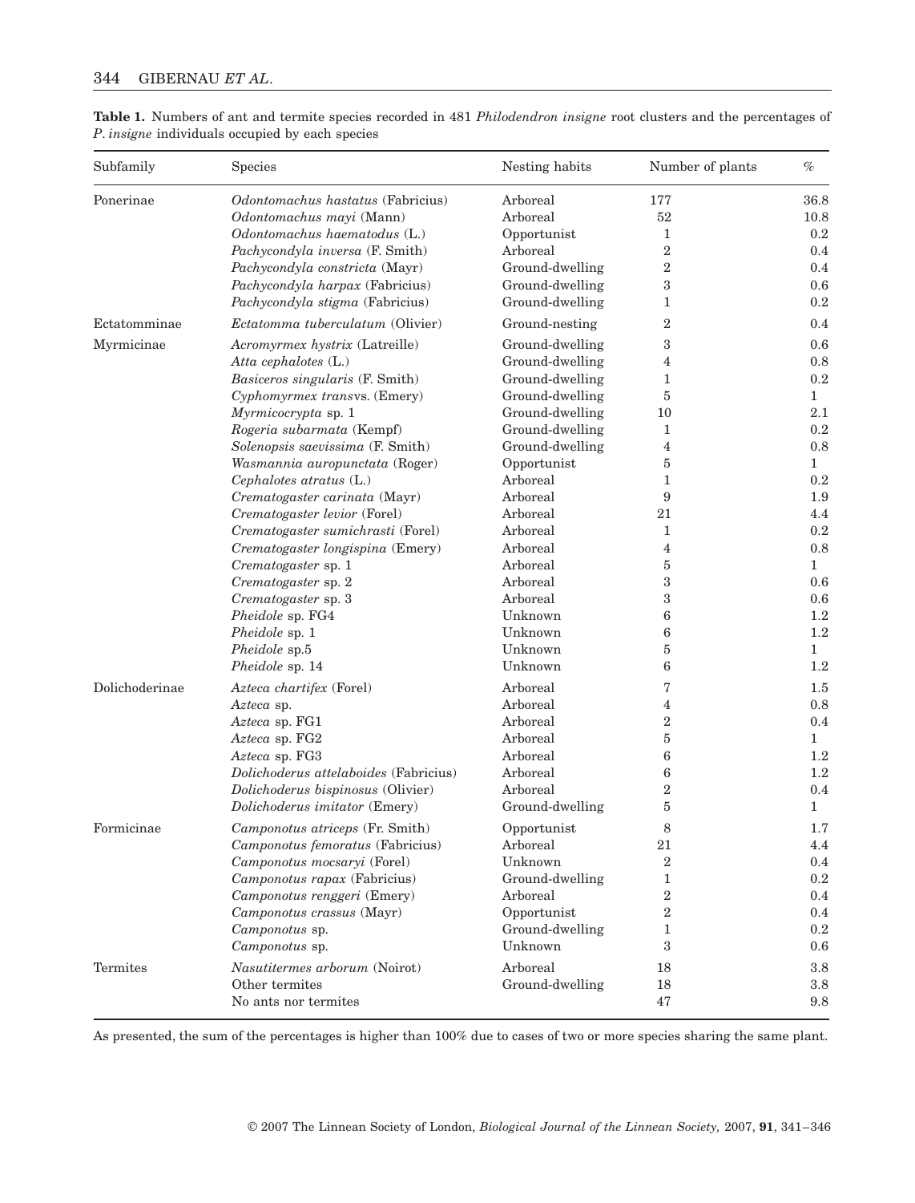**Table 1.** Numbers of ant and termite species recorded in 481 *Philodendron insigne* root clusters and the percentages of *P. insigne* individuals occupied by each species

| Subfamily | Species | Nesting habits | Number of plants | % |
|---|---|---|---|---|
| Ponerinae | *Odontomachus hastatus* (Fabricius) | Arboreal | 177 | 36.8 |
| | *Odontomachus mayi* (Mann) | Arboreal | 52 | 10.8 |
| | *Odontomachus haematodus* (L.) | Opportunist | 1 | 0.2 |
| | *Pachycondyla inversa* (F. Smith) | Arboreal | 2 | 0.4 |
| | *Pachycondyla constricta* (Mayr) | Ground-dwelling | 2 | 0.4 |
| | *Pachycondyla harpax* (Fabricius) | Ground-dwelling | 3 | 0.6 |
| | *Pachycondyla stigma* (Fabricius) | Ground-dwelling | 1 | 0.2 |
| Ectatomminae | *Ectatomma tuberculatum* (Olivier) | Ground-nesting | 2 | 0.4 |
| Myrmicinae | *Acromyrmex hystrix* (Latreille) | Ground-dwelling | 3 | 0.6 |
| | *Atta cephalotes* (L.) | Ground-dwelling | 4 | 0.8 |
| | *Basiceros singularis* (F. Smith) | Ground-dwelling | 1 | 0.2 |
| | *Cyphomyrmex transvs.* (Emery) | Ground-dwelling | 5 | 1 |
| | *Myrmicocrypta* sp. 1 | Ground-dwelling | 10 | 2.1 |
| | *Rogeria subarmata* (Kempf) | Ground-dwelling | 1 | 0.2 |
| | *Solenopsis saevissima* (F. Smith) | Ground-dwelling | 4 | 0.8 |
| | *Wasmannia auropunctata* (Roger) | Opportunist | 5 | 1 |
| | *Cephalotes atratus* (L.) | Arboreal | 1 | 0.2 |
| | *Crematogaster carinata* (Mayr) | Arboreal | 9 | 1.9 |
| | *Crematogaster levior* (Forel) | Arboreal | 21 | 4.4 |
| | *Crematogaster sumichrasti* (Forel) | Arboreal | 1 | 0.2 |
| | *Crematogaster longispina* (Emery) | Arboreal | 4 | 0.8 |
| | *Crematogaster* sp. 1 | Arboreal | 5 | 1 |
| | *Crematogaster* sp. 2 | Arboreal | 3 | 0.6 |
| | *Crematogaster* sp. 3 | Arboreal | 3 | 0.6 |
| | *Pheidole* sp. FG4 | Unknown | 6 | 1.2 |
| | *Pheidole* sp. 1 | Unknown | 6 | 1.2 |
| | *Pheidole* sp.5 | Unknown | 5 | 1 |
| | *Pheidole* sp. 14 | Unknown | 6 | 1.2 |
| Dolichoderinae | *Azteca chartifex* (Forel) | Arboreal | 7 | 1.5 |
| | *Azteca* sp. | Arboreal | 4 | 0.8 |
| | *Azteca* sp. FG1 | Arboreal | 2 | 0.4 |
| | *Azteca* sp. FG2 | Arboreal | 5 | 1 |
| | *Azteca* sp. FG3 | Arboreal | 6 | 1.2 |
| | *Dolichoderus attelaboides* (Fabricius) | Arboreal | 6 | 1.2 |
| | *Dolichoderus bispinosus* (Olivier) | Arboreal | 2 | 0.4 |
| | *Dolichoderus imitator* (Emery) | Ground-dwelling | 5 | 1 |
| Formicinae | *Camponotus atriceps* (Fr. Smith) | Opportunist | 8 | 1.7 |
| | *Camponotus femoratus* (Fabricius) | Arboreal | 21 | 4.4 |
| | *Camponotus mocsaryi* (Forel) | Unknown | 2 | 0.4 |
| | *Camponotus rapax* (Fabricius) | Ground-dwelling | 1 | 0.2 |
| | *Camponotus renggeri* (Emery) | Arboreal | 2 | 0.4 |
| | *Camponotus crassus* (Mayr) | Opportunist | 2 | 0.4 |
| | *Camponotus* sp. | Ground-dwelling | 1 | 0.2 |
| | *Camponotus* sp. | Unknown | 3 | 0.6 |
| Termites | *Nasutitermes arborum* (Noirot) | Arboreal | 18 | 3.8 |
| | Other termites | Ground-dwelling | 18 | 3.8 |
| | No ants nor termites | | 47 | 9.8 |

As presented, the sum of the percentages is higher than 100% due to cases of two or more species sharing the same plant.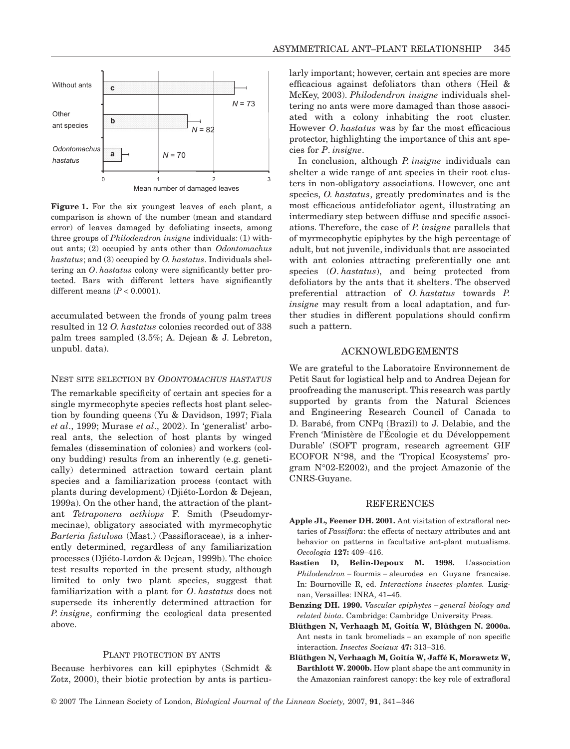Figure 1. For the six youngest leaves of each plant, a comparison is shown of the number (mean and standard error) of leaves damaged by defoliating insects, among three groups of *Philodendron insigne* individuals: (1) without ants; (2) occupied by ants other than *Odontomachus hastatus*; and (3) occupied by *O. hastatus*. Individuals sheltering an *O. hastatus* colony were significantly better protected. Bars with different letters have significantly different means ($P < 0.0001$).

accumulated between the fronds of young palm trees resulted in 12 *O. hastatus* colonies recorded out of 338 palm trees sampled (3.5%; A. Dejean & J. Lebreton, unpubl. data).

## Nest site selection by *Odontomachus hastatus*

The remarkable specificity of certain ant species for a single myrmecophyte species reflects host plant selection by founding queens (Yu & Davidson, 1997; Fiala *et al*., 1999; Murase *et al*., 2002). In 'generalist' arboreal ants, the selection of host plants by winged females (dissemination of colonies) and workers (colony budding) results from an inherently (e.g. genetically) determined attraction toward certain plant species and a familiarization process (contact with plants during development) (Djiéto-Lordon & Dejean, 1999a). On the other hand, the attraction of the plant-ant *Tetraponera aethiops* F. Smith (Pseudomyrmecinae), obligatory associated with myrmecophytic *Barteria fistulosa* (Mast.) (Passifloraceae), is a inherently determined, regardless of any familiarization processes (Djiéto-Lordon & Dejean, 1999b). The choice test results reported in the present study, although limited to only two plant species, suggest that familiarization with a plant for *O. hastatus* does not supersede its inherently determined attraction for *P. insigne*, confirming the ecological data presented above.

## Plant protection by ants

Because herbivores can kill epiphytes (Schmidt & Zotz, 2000), their biotic protection by ants is particularly important; however, certain ant species are more efficacious against defoliators than others (Heil & McKey, 2003). *Philodendron insigne* individuals sheltering no ants were more damaged than those associated with a colony inhabiting the root cluster. However *O. hastatus* was by far the most efficacious protector, highlighting the importance of this ant species for *P. insigne*.

In conclusion, although *P. insigne* individuals can shelter a wide range of ant species in their root clusters in non-obligatory associations. However, one ant species, *O. hastatus*, greatly predominates and is the most efficacious antidefoliator agent, illustrating an intermediary step between diffuse and specific associations. Therefore, the case of *P. insigne* parallels that of myrmecophytic epiphytes by the high percentage of adult, but not juvenile, individuals that are associated with ant colonies attracting preferentially one ant species (*O. hastatus*), and being protected from defoliators by the ants that it shelters. The observed preferential attraction of *O. hastatus* towards *P. insigne* may result from a local adaptation, and further studies in different populations should confirm such a pattern.

## ACKNOWLEDGEMENTS

We are grateful to the Laboratoire Environnement de Petit Saut for logistical help and to Andrea Dejean for proofreading the manuscript. This research was partly supported by grants from the Natural Sciences and Engineering Research Council of Canada to D. Barabé, from CNPq (Brazil) to J. Delabie, and the French 'Ministère de l'Écologie et du Développement Durable' (SOFT program, research agreement GIF ECOFOR N°98, and the 'Tropical Ecosystems' program N°02-E2002), and the project Amazonie of the CNRS-Guyane.

## REFERENCES

**Apple JL, Feener DH. 2001.** Ant visitation of extrafloral nectaries of *Passiflora*: the effects of nectary attributes and ant behavior on patterns in facultative ant-plant mutualisms. *Oecologia* **127:** 409–416.

**Bastien D, Belin-Depoux M. 1998.** L'association *Philodendron* – fourmis – aleurodes en Guyane francaise. In: Bournoville R, ed. *Interactions insectes–plantes.* Lusignan, Versailles: INRA, 41–45.

**Benzing DH. 1990.** *Vascular epiphytes – general biology and related biota*. Cambridge: Cambridge University Press.

**Blüthgen N, Verhaagh M, Goitía W, Blüthgen N. 2000a.** Ant nests in tank bromeliads – an example of non specific interaction. *Insectes Sociaux* **47:** 313–316.

**Blüthgen N, Verhaagh M, Goitía W, Jaffé K, Morawetz W, Barthlott W. 2000b.** How plant shape the ant community in the Amazonian rainforest canopy: the key role of extrafloral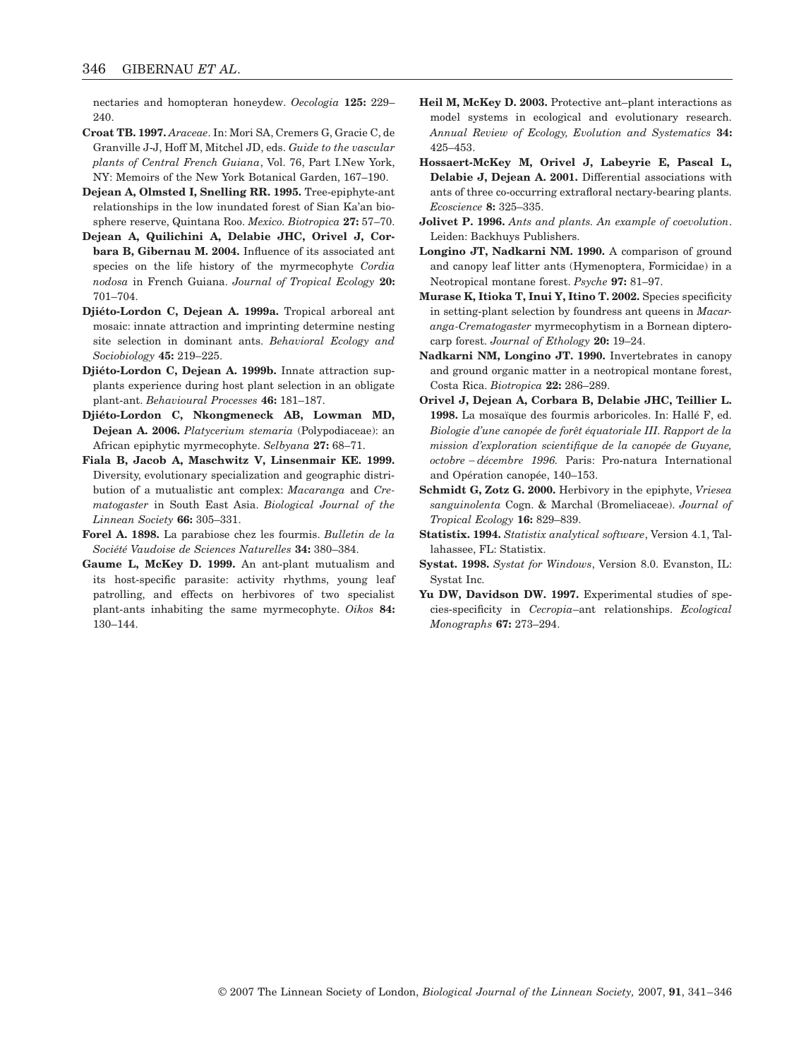nectaries and homopteran honeydew. *Oecologia* **125:** 229–240.

**Croat TB. 1997.** *Araceae*. In: Mori SA, Cremers G, Gracie C, de Granville J-J, Hoff M, Mitchel JD, eds. *Guide to the vascular plants of Central French Guiana*, Vol. 76, Part I.New York, NY: Memoirs of the New York Botanical Garden, 167–190.

**Dejean A, Olmsted I, Snelling RR. 1995.** Tree-epiphyte-ant relationships in the low inundated forest of Sian Ka'an biosphere reserve, Quintana Roo. *Mexico. Biotropica* **27:** 57–70.

**Dejean A, Quilichini A, Delabie JHC, Orivel J, Corbara B, Gibernau M. 2004.** Influence of its associated ant species on the life history of the myrmecophyte *Cordia nodosa* in French Guiana. *Journal of Tropical Ecology* **20:** 701–704.

**Djiéto-Lordon C, Dejean A. 1999a.** Tropical arboreal ant mosaic: innate attraction and imprinting determine nesting site selection in dominant ants. *Behavioral Ecology and Sociobiology* **45:** 219–225.

**Djiéto-Lordon C, Dejean A. 1999b.** Innate attraction supplants experience during host plant selection in an obligate plant-ant. *Behavioural Processes* **46:** 181–187.

**Djiéto-Lordon C, Nkongmeneck AB, Lowman MD, Dejean A. 2006.** *Platycerium stemaria* (Polypodiaceae): an African epiphytic myrmecophyte. *Selbyana* **27:** 68–71.

**Fiala B, Jacob A, Maschwitz V, Linsenmair KE. 1999.** Diversity, evolutionary specialization and geographic distribution of a mutualistic ant complex: *Macaranga* and *Crematogaster* in South East Asia. *Biological Journal of the Linnean Society* **66:** 305–331.

**Forel A. 1898.** La parabiose chez les fourmis. *Bulletin de la Société Vaudoise de Sciences Naturelles* **34:** 380–384.

**Gaume L, McKey D. 1999.** An ant-plant mutualism and its host-specific parasite: activity rhythms, young leaf patrolling, and effects on herbivores of two specialist plant-ants inhabiting the same myrmecophyte. *Oikos* **84:** 130–144.

**Heil M, McKey D. 2003.** Protective ant–plant interactions as model systems in ecological and evolutionary research. *Annual Review of Ecology, Evolution and Systematics* **34:** 425–453.

**Hossaert-McKey M, Orivel J, Labeyrie E, Pascal L, Delabie J, Dejean A. 2001.** Differential associations with ants of three co-occurring extrafloral nectary-bearing plants. *Ecoscience* **8:** 325–335.

**Jolivet P. 1996.** *Ants and plants. An example of coevolution*. Leiden: Backhuys Publishers.

**Longino JT, Nadkarni NM. 1990.** A comparison of ground and canopy leaf litter ants (Hymenoptera, Formicidae) in a Neotropical montane forest. *Psyche* **97:** 81–97.

**Murase K, Itioka T, Inui Y, Itino T. 2002.** Species specificity in setting-plant selection by foundress ant queens in *Macaranga-Crematogaster* myrmecophytism in a Bornean dipterocarp forest. *Journal of Ethology* **20:** 19–24.

**Nadkarni NM, Longino JT. 1990.** Invertebrates in canopy and ground organic matter in a neotropical montane forest, Costa Rica. *Biotropica* **22:** 286–289.

**Orivel J, Dejean A, Corbara B, Delabie JHC, Teillier L. 1998.** La mosaïque des fourmis arboricoles. In: Hallé F, ed. *Biologie d'une canopée de forêt équatoriale III. Rapport de la mission d'exploration scientifique de la canopée de Guyane, octobre – décembre 1996.* Paris: Pro-natura International and Opération canopée, 140–153.

**Schmidt G, Zotz G. 2000.** Herbivory in the epiphyte, *Vriesea sanguinolenta* Cogn. & Marchal (Bromeliaceae). *Journal of Tropical Ecology* **16:** 829–839.

**Statistix. 1994.** *Statistix analytical software*, Version 4.1, Tallahassee, FL: Statistix.

**Systat. 1998.** *Systat for Windows*, Version 8.0. Evanston, IL: Systat Inc.

**Yu DW, Davidson DW. 1997.** Experimental studies of species-specificity in *Cecropia*–ant relationships. *Ecological Monographs* **67:** 273–294.